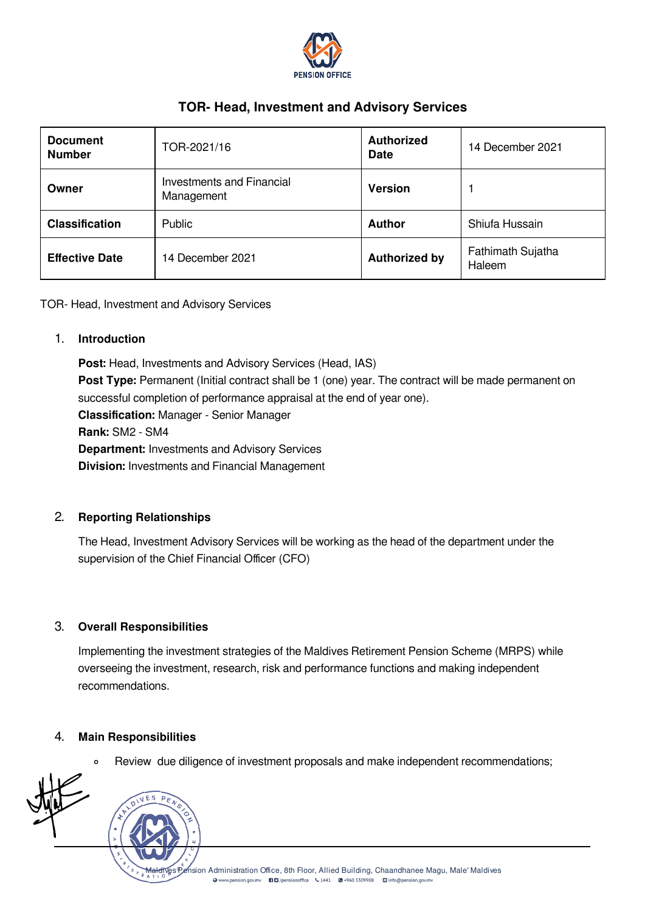## TOR- Head, Investment and Advisory Services

| Document Number | TOR-2021/16 | Authorized Date | 14 December 2021 |
|---|---|---|---|
| Owner | Investments and Financial Management | Version | 1 |
| Classification | Public | Author | Shiufa Hussain |
| Effective Date | 14 December 2021 | Authorized by | Fathimath Sujatha Haleem |

TOR- Head, Investment and Advisory Services

### 1. Introduction

**Post:** Head, Investments and Advisory Services (Head, IAS)
**Post Type:** Permanent (Initial contract shall be 1 (one) year. The contract will be made permanent on successful completion of performance appraisal at the end of year one).
**Classification:** Manager - Senior Manager
**Rank:** SM2 - SM4
**Department:** Investments and Advisory Services
**Division:** Investments and Financial Management

### 2. Reporting Relationships

The Head, Investment Advisory Services will be working as the head of the department under the supervision of the Chief Financial Officer (CFO)

### 3. Overall Responsibilities

Implementing the investment strategies of the Maldives Retirement Pension Scheme (MRPS) while overseeing the investment, research, risk and performance functions and making independent recommendations.

### 4. Main Responsibilities

- Review due diligence of investment proposals and make independent recommendations;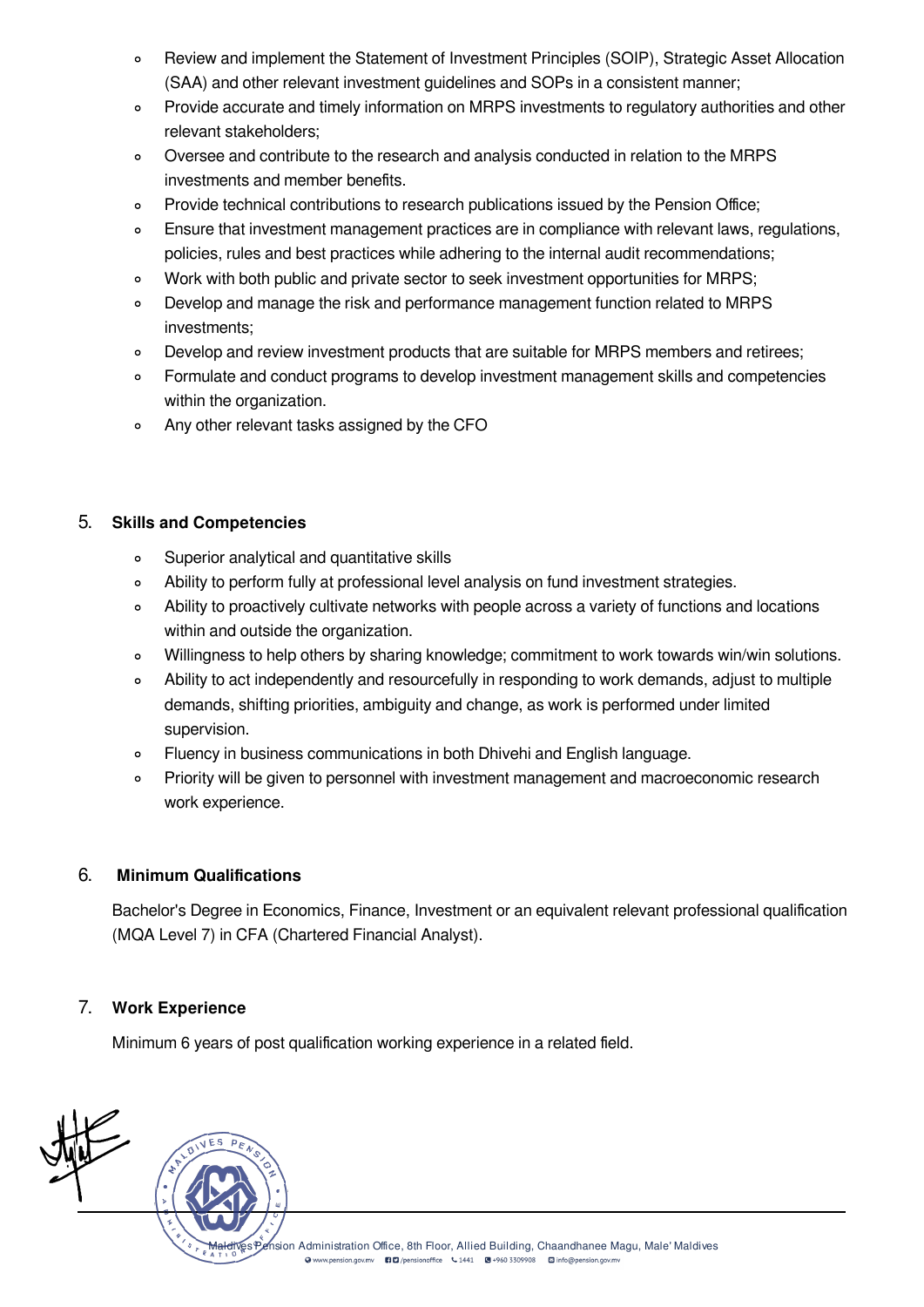- Review and implement the Statement of Investment Principles (SOIP), Strategic Asset Allocation (SAA) and other relevant investment guidelines and SOPs in a consistent manner;
- Provide accurate and timely information on MRPS investments to regulatory authorities and other relevant stakeholders;
- Oversee and contribute to the research and analysis conducted in relation to the MRPS investments and member benefits.
- Provide technical contributions to research publications issued by the Pension Office;
- Ensure that investment management practices are in compliance with relevant laws, regulations, policies, rules and best practices while adhering to the internal audit recommendations;
- Work with both public and private sector to seek investment opportunities for MRPS;
- Develop and manage the risk and performance management function related to MRPS investments;
- Develop and review investment products that are suitable for MRPS members and retirees;
- Formulate and conduct programs to develop investment management skills and competencies within the organization.
- Any other relevant tasks assigned by the CFO

## 5. Skills and Competencies

- Superior analytical and quantitative skills
- Ability to perform fully at professional level analysis on fund investment strategies.
- Ability to proactively cultivate networks with people across a variety of functions and locations within and outside the organization.
- Willingness to help others by sharing knowledge; commitment to work towards win/win solutions.
- Ability to act independently and resourcefully in responding to work demands, adjust to multiple demands, shifting priorities, ambiguity and change, as work is performed under limited supervision.
- Fluency in business communications in both Dhivehi and English language.
- Priority will be given to personnel with investment management and macroeconomic research work experience.

## 6. Minimum Qualifications

Bachelor's Degree in Economics, Finance, Investment or an equivalent relevant professional qualification (MQA Level 7) in CFA (Chartered Financial Analyst).

## 7. Work Experience

Minimum 6 years of post qualification working experience in a related field.